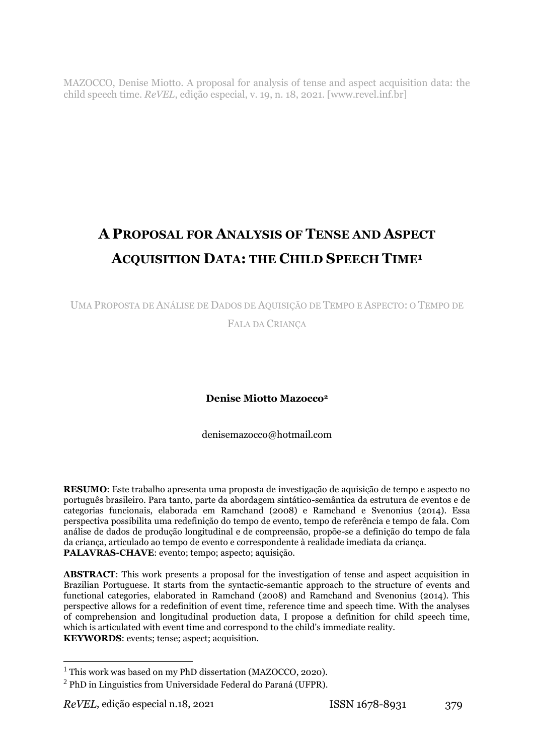MAZOCCO, Denise Miotto. A proposal for analysis of tense and aspect acquisition data: the child speech time. *ReVEL*, edição especial, v. 19, n. 18, 2021. [www.revel.inf.br]

# A Proposal for Analysis of Tense and Aspect Acquisition Data: the Child Speech Time[1]

Uma Proposta de Análise de Dados de Aquisição de Tempo e Aspecto: o Tempo de Fala da Criança

**Denise Miotto Mazocco**[2]

denisemazocco@hotmail.com

**RESUMO**: Este trabalho apresenta uma proposta de investigação de aquisição de tempo e aspecto no português brasileiro. Para tanto, parte da abordagem sintático-semântica da estrutura de eventos e de categorias funcionais, elaborada em Ramchand (2008) e Ramchand e Svenonius (2014). Essa perspectiva possibilita uma redefinição do tempo de evento, tempo de referência e tempo de fala. Com análise de dados de produção longitudinal e de compreensão, propõe-se a definição do tempo de fala da criança, articulado ao tempo de evento e correspondente à realidade imediata da criança.
**PALAVRAS-CHAVE**: evento; tempo; aspecto; aquisição.

**ABSTRACT**: This work presents a proposal for the investigation of tense and aspect acquisition in Brazilian Portuguese. It starts from the syntactic-semantic approach to the structure of events and functional categories, elaborated in Ramchand (2008) and Ramchand and Svenonius (2014). This perspective allows for a redefinition of event time, reference time and speech time. With the analyses of comprehension and longitudinal production data, I propose a definition for child speech time, which is articulated with event time and correspond to the child's immediate reality.
**KEYWORDS**: events; tense; aspect; acquisition.

---

[1] This work was based on my PhD dissertation (MAZOCCO, 2020).

[2] PhD in Linguistics from Universidade Federal do Paraná (UFPR).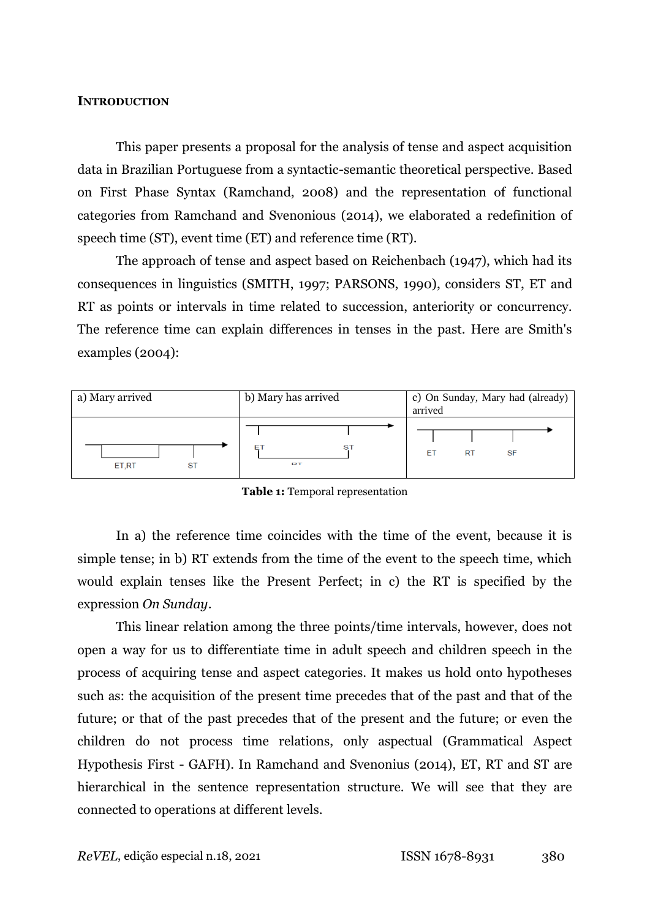**INTRODUCTION**

This paper presents a proposal for the analysis of tense and aspect acquisition data in Brazilian Portuguese from a syntactic-semantic theoretical perspective. Based on First Phase Syntax (Ramchand, 2008) and the representation of functional categories from Ramchand and Svenonious (2014), we elaborated a redefinition of speech time (ST), event time (ET) and reference time (RT).

The approach of tense and aspect based on Reichenbach (1947), which had its consequences in linguistics (SMITH, 1997; PARSONS, 1990), considers ST, ET and RT as points or intervals in time related to succession, anteriority or concurrency. The reference time can explain differences in tenses in the past. Here are Smith's examples (2004):

| a) Mary arrived | b) Mary has arrived | c) On Sunday, Mary had (already) arrived |
|---|---|---|
| ET,RT ST | ET ST RT | ET RT SF |

**Table 1:** Temporal representation

In a) the reference time coincides with the time of the event, because it is simple tense; in b) RT extends from the time of the event to the speech time, which would explain tenses like the Present Perfect; in c) the RT is specified by the expression *On Sunday*.

This linear relation among the three points/time intervals, however, does not open a way for us to differentiate time in adult speech and children speech in the process of acquiring tense and aspect categories. It makes us hold onto hypotheses such as: the acquisition of the present time precedes that of the past and that of the future; or that of the past precedes that of the present and the future; or even the children do not process time relations, only aspectual (Grammatical Aspect Hypothesis First - GAFH). In Ramchand and Svenonius (2014), ET, RT and ST are hierarchical in the sentence representation structure. We will see that they are connected to operations at different levels.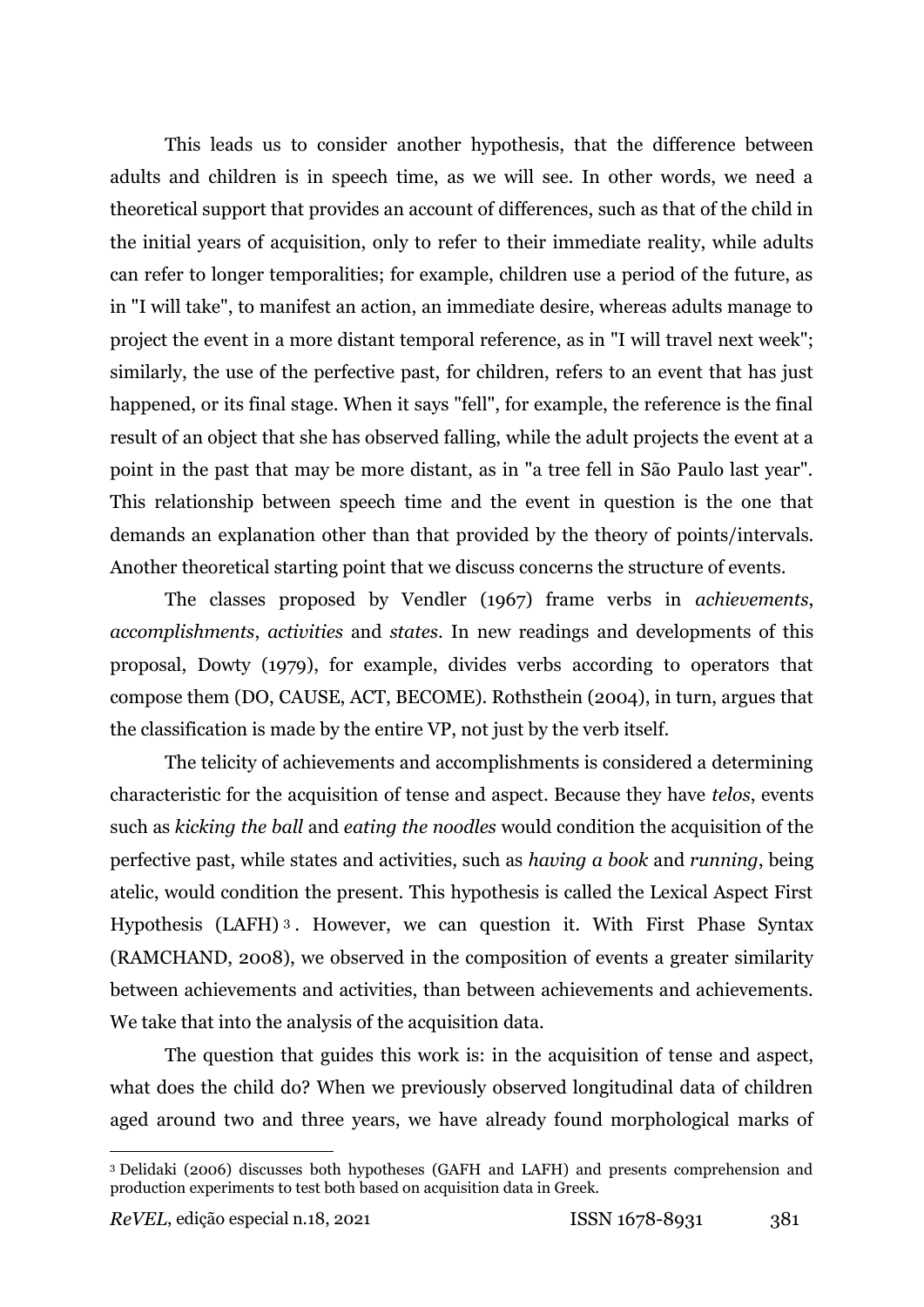This leads us to consider another hypothesis, that the difference between adults and children is in speech time, as we will see. In other words, we need a theoretical support that provides an account of differences, such as that of the child in the initial years of acquisition, only to refer to their immediate reality, while adults can refer to longer temporalities; for example, children use a period of the future, as in "I will take", to manifest an action, an immediate desire, whereas adults manage to project the event in a more distant temporal reference, as in "I will travel next week"; similarly, the use of the perfective past, for children, refers to an event that has just happened, or its final stage. When it says "fell", for example, the reference is the final result of an object that she has observed falling, while the adult projects the event at a point in the past that may be more distant, as in "a tree fell in São Paulo last year". This relationship between speech time and the event in question is the one that demands an explanation other than that provided by the theory of points/intervals. Another theoretical starting point that we discuss concerns the structure of events.

The classes proposed by Vendler (1967) frame verbs in *achievements*, *accomplishments*, *activities* and *states*. In new readings and developments of this proposal, Dowty (1979), for example, divides verbs according to operators that compose them (DO, CAUSE, ACT, BECOME). Rothsthein (2004), in turn, argues that the classification is made by the entire VP, not just by the verb itself.

The telicity of achievements and accomplishments is considered a determining characteristic for the acquisition of tense and aspect. Because they have *telos*, events such as *kicking the ball* and *eating the noodles* would condition the acquisition of the perfective past, while states and activities, such as *having a book* and *running*, being atelic, would condition the present. This hypothesis is called the Lexical Aspect First Hypothesis (LAFH)[3]. However, we can question it. With First Phase Syntax (RAMCHAND, 2008), we observed in the composition of events a greater similarity between achievements and activities, than between achievements and achievements. We take that into the analysis of the acquisition data.

The question that guides this work is: in the acquisition of tense and aspect, what does the child do? When we previously observed longitudinal data of children aged around two and three years, we have already found morphological marks of

[3] Delidaki (2006) discusses both hypotheses (GAFH and LAFH) and presents comprehension and production experiments to test both based on acquisition data in Greek.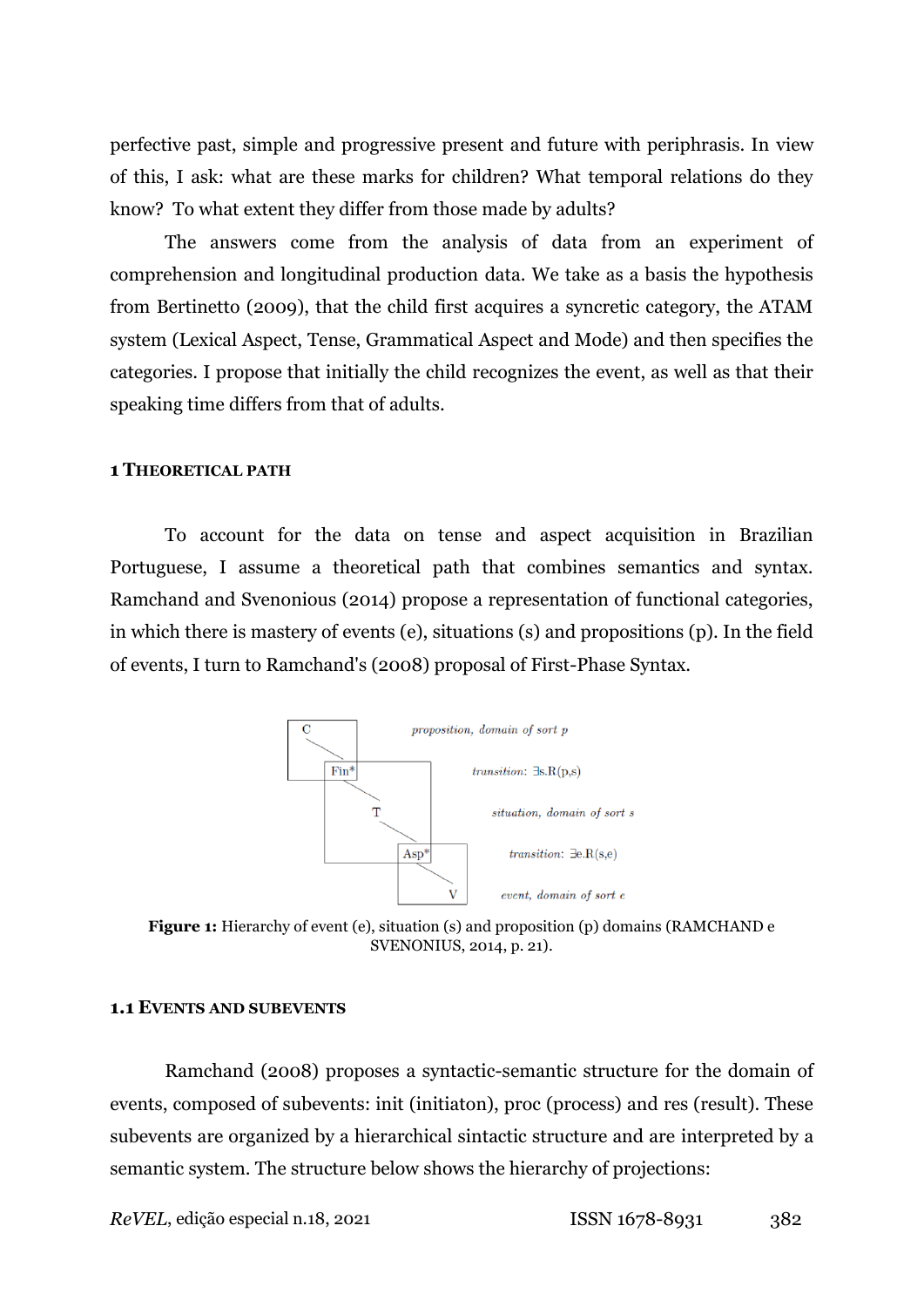perfective past, simple and progressive present and future with periphrasis. In view of this, I ask: what are these marks for children? What temporal relations do they know? To what extent they differ from those made by adults?

The answers come from the analysis of data from an experiment of comprehension and longitudinal production data. We take as a basis the hypothesis from Bertinetto (2009), that the child first acquires a syncretic category, the ATAM system (Lexical Aspect, Tense, Grammatical Aspect and Mode) and then specifies the categories. I propose that initially the child recognizes the event, as well as that their speaking time differs from that of adults.

## 1 Theoretical path

To account for the data on tense and aspect acquisition in Brazilian Portuguese, I assume a theoretical path that combines semantics and syntax. Ramchand and Svenonious (2014) propose a representation of functional categories, in which there is mastery of events (e), situations (s) and propositions (p). In the field of events, I turn to Ramchand's (2008) proposal of First-Phase Syntax.

C — *proposition, domain of sort p*

Fin* — *transition:* $\exists$s.R(p,s)

T — *situation, domain of sort s*

Asp* — *transition:* $\exists$e.R(s,e)

V — *event, domain of sort e*

**Figure 1:** Hierarchy of event (e), situation (s) and proposition (p) domains (RAMCHAND e SVENONIUS, 2014, p. 21).

### 1.1 Events and subevents

Ramchand (2008) proposes a syntactic-semantic structure for the domain of events, composed of subevents: init (initiaton), proc (process) and res (result). These subevents are organized by a hierarchical sintactic structure and are interpreted by a semantic system. The structure below shows the hierarchy of projections: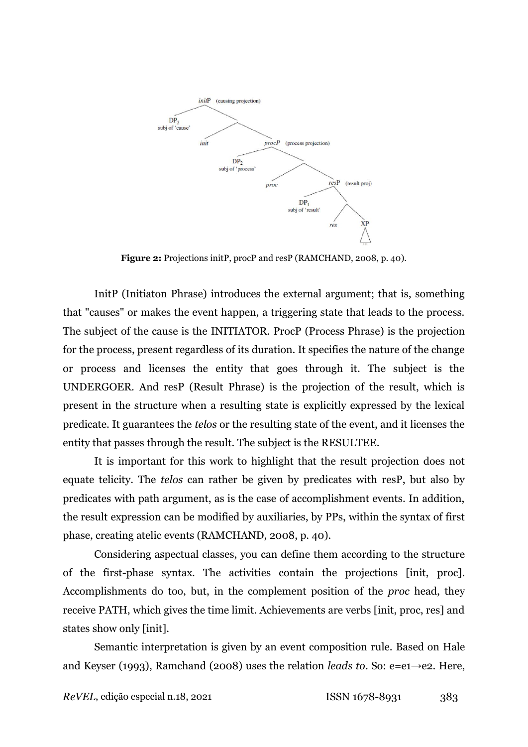**Figure 2:** Projections initP, procP and resP (RAMCHAND, 2008, p. 40).

InitP (Initiaton Phrase) introduces the external argument; that is, something that "causes" or makes the event happen, a triggering state that leads to the process. The subject of the cause is the INITIATOR. ProcP (Process Phrase) is the projection for the process, present regardless of its duration. It specifies the nature of the change or process and licenses the entity that goes through it. The subject is the UNDERGOER. And resP (Result Phrase) is the projection of the result, which is present in the structure when a resulting state is explicitly expressed by the lexical predicate. It guarantees the *telos* or the resulting state of the event, and it licenses the entity that passes through the result. The subject is the RESULTEE.

It is important for this work to highlight that the result projection does not equate telicity. The *telos* can rather be given by predicates with resP, but also by predicates with path argument, as is the case of accomplishment events. In addition, the result expression can be modified by auxiliaries, by PPs, within the syntax of first phase, creating atelic events (RAMCHAND, 2008, p. 40).

Considering aspectual classes, you can define them according to the structure of the first-phase syntax. The activities contain the projections [init, proc]. Accomplishments do too, but, in the complement position of the *proc* head, they receive PATH, which gives the time limit. Achievements are verbs [init, proc, res] and states show only [init].

Semantic interpretation is given by an event composition rule. Based on Hale and Keyser (1993), Ramchand (2008) uses the relation *leads to*. So: $e = e_1 \rightarrow e_2$. Here,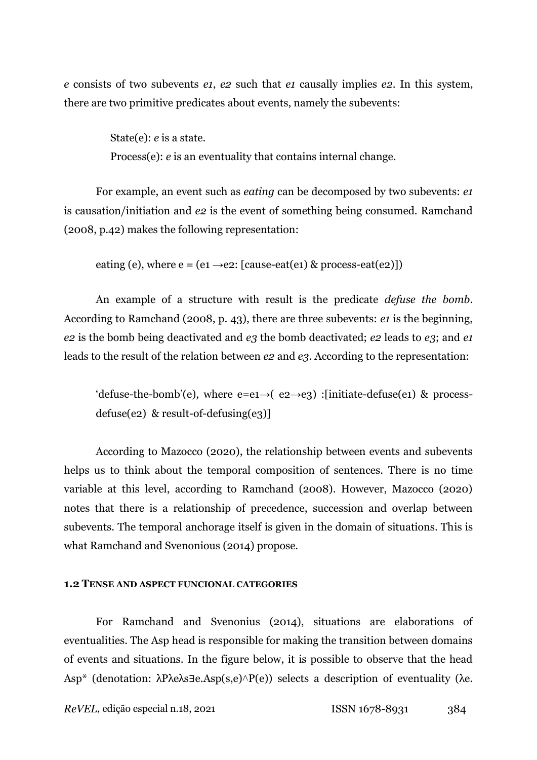*e* consists of two subevents *e1*, *e2* such that *e1* causally implies *e2*. In this system, there are two primitive predicates about events, namely the subevents:

State(e): *e* is a state.

Process(e): *e* is an eventuality that contains internal change.

For example, an event such as *eating* can be decomposed by two subevents: *e1* is causation/initiation and *e2* is the event of something being consumed. Ramchand (2008, p.42) makes the following representation:

eating (e), where e = (e1 →e2: [cause-eat(e1) & process-eat(e2)])

An example of a structure with result is the predicate *defuse the bomb*. According to Ramchand (2008, p. 43), there are three subevents: *e1* is the beginning, *e2* is the bomb being deactivated and *e3* the bomb deactivated; *e2* leads to *e3*; and *e1* leads to the result of the relation between *e2* and *e3*. According to the representation:

'defuse-the-bomb'(e), where e=e1→( e2→e3) :[initiate-defuse(e1) & process-defuse(e2) & result-of-defusing(e3)]

According to Mazocco (2020), the relationship between events and subevents helps us to think about the temporal composition of sentences. There is no time variable at this level, according to Ramchand (2008). However, Mazocco (2020) notes that there is a relationship of precedence, succession and overlap between subevents. The temporal anchorage itself is given in the domain of situations. This is what Ramchand and Svenonious (2014) propose.

#### 1.2 Tense and aspect funcional categories

For Ramchand and Svenonius (2014), situations are elaborations of eventualities. The Asp head is responsible for making the transition between domains of events and situations. In the figure below, it is possible to observe that the head Asp* (denotation: λPλeλs∃e.Asp(s,e)^P(e)) selects a description of eventuality (λe.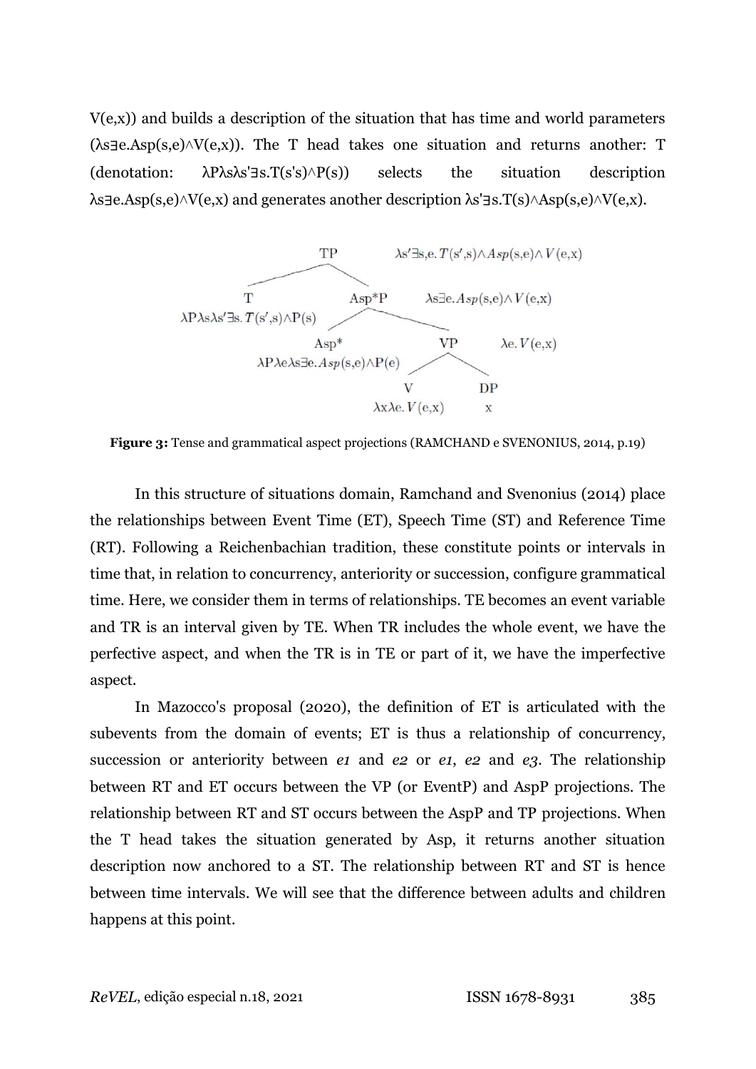V(e,x)) and builds a description of the situation that has time and world parameters (λs∃e.Asp(s,e)∧V(e,x)). The T head takes one situation and returns another: T (denotation: λPλsλs'∃s.T(s's)∧P(s)) selects the situation description λs∃e.Asp(s,e)∧V(e,x) and generates another description λs'∃s.T(s)∧Asp(s,e)∧V(e,x).

$$
\begin{array}{l}
\text{TP: } \lambda s'\exists s,e.\, T(s',s)\wedge Asp(s,e)\wedge V(e,x) \\
\quad \text{T: } \lambda P\lambda s\lambda s'\exists s.\, T(s',s)\wedge P(s) \\
\quad \text{Asp*P: } \lambda s\exists e.\, Asp(s,e)\wedge V(e,x) \\
\qquad \text{Asp*: } \lambda P\lambda e\lambda s\exists e.\, Asp(s,e)\wedge P(e) \\
\qquad \text{VP: } \lambda e.\, V(e,x) \\
\qquad\quad \text{V: } \lambda x\lambda e.\, V(e,x) \\
\qquad\quad \text{DP: } x
\end{array}
$$

**Figure 3:** Tense and grammatical aspect projections (RAMCHAND e SVENONIUS, 2014, p.19)

In this structure of situations domain, Ramchand and Svenonius (2014) place the relationships between Event Time (ET), Speech Time (ST) and Reference Time (RT). Following a Reichenbachian tradition, these constitute points or intervals in time that, in relation to concurrency, anteriority or succession, configure grammatical time. Here, we consider them in terms of relationships. TE becomes an event variable and TR is an interval given by TE. When TR includes the whole event, we have the perfective aspect, and when the TR is in TE or part of it, we have the imperfective aspect.

In Mazocco's proposal (2020), the definition of ET is articulated with the subevents from the domain of events; ET is thus a relationship of concurrency, succession or anteriority between *e1* and *e2* or *e1*, *e2* and *e3*. The relationship between RT and ET occurs between the VP (or EventP) and AspP projections. The relationship between RT and ST occurs between the AspP and TP projections. When the T head takes the situation generated by Asp, it returns another situation description now anchored to a ST. The relationship between RT and ST is hence between time intervals. We will see that the difference between adults and children happens at this point.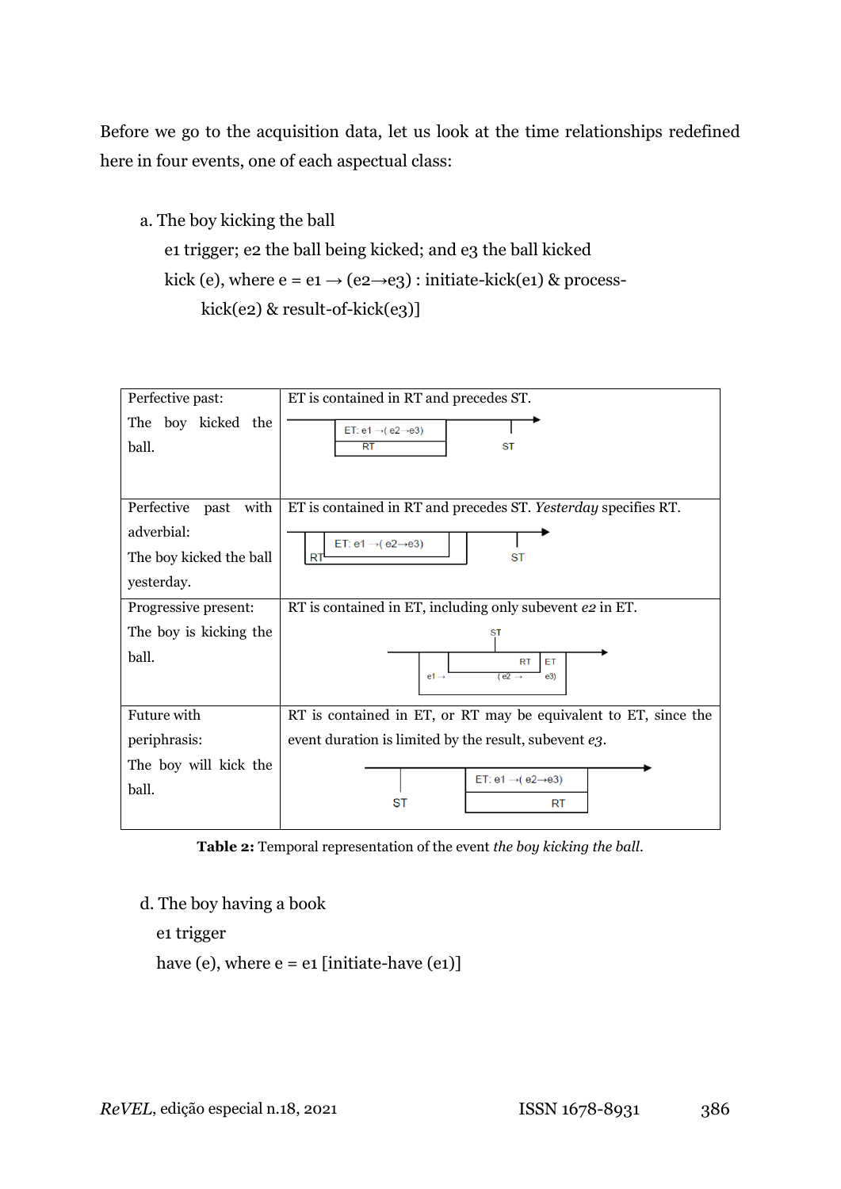Before we go to the acquisition data, let us look at the time relationships redefined here in four events, one of each aspectual class:

a. The boy kicking the ball

e1 trigger; e2 the ball being kicked; and e3 the ball kicked

kick (e), where e = e1 → (e2→e3) : initiate-kick(e1) & process-kick(e2) & result-of-kick(e3)]

| | |
|---|---|
| Perfective past: The boy kicked the ball. | ET is contained in RT and precedes ST. <br> ET: e1 →( e2→e3) RT ST |
| Perfective past with adverbial: The boy kicked the ball yesterday. | ET is contained in RT and precedes ST. *Yesterday* specifies RT. <br> ET: e1 →( e2→e3) RT ST |
| Progressive present: The boy is kicking the ball. | RT is contained in ET, including only subevent *e2* in ET. <br> ST RT ET e1 → ( e2 → e3) |
| Future with periphrasis: The boy will kick the ball. | RT is contained in ET, or RT may be equivalent to ET, since the event duration is limited by the result, subevent *e3*. <br> ST ET: e1 →( e2→e3) RT |

**Table 2:** Temporal representation of the event *the boy kicking the ball.*

d. The boy having a book

e1 trigger

have (e), where e = e1 [initiate-have (e1)]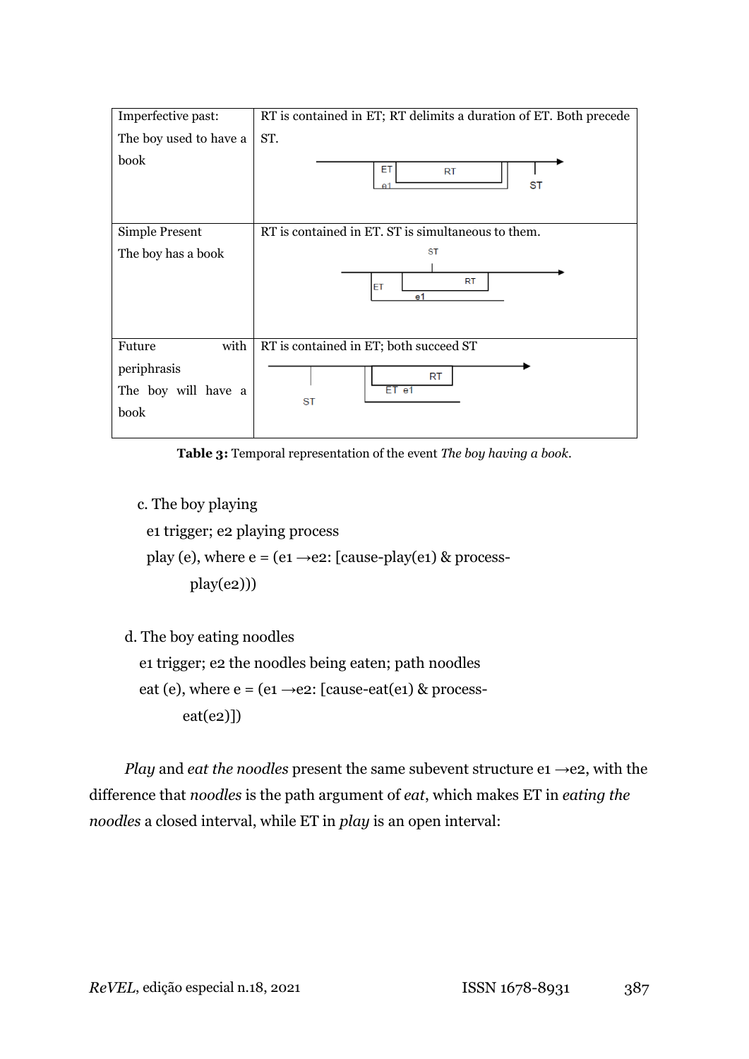| Imperfective past: The boy used to have a book | RT is contained in ET; RT delimits a duration of ET. Both precede ST. |
| --- | --- |
| Simple Present The boy has a book | RT is contained in ET. ST is simultaneous to them. |
| Future with periphrasis The boy will have a book | RT is contained in ET; both succeed ST |

**Table 3:** Temporal representation of the event *The boy having a book*.

c. The boy playing

e1 trigger; e2 playing process

play (e), where e = (e1 →e2: [cause-play(e1) & process-play(e2)))

d. The boy eating noodles

e1 trigger; e2 the noodles being eaten; path noodles

eat (e), where e = (e1 →e2: [cause-eat(e1) & process-eat(e2)])

*Play* and *eat the noodles* present the same subevent structure e1 →e2, with the difference that *noodles* is the path argument of *eat*, which makes ET in *eating the noodles* a closed interval, while ET in *play* is an open interval: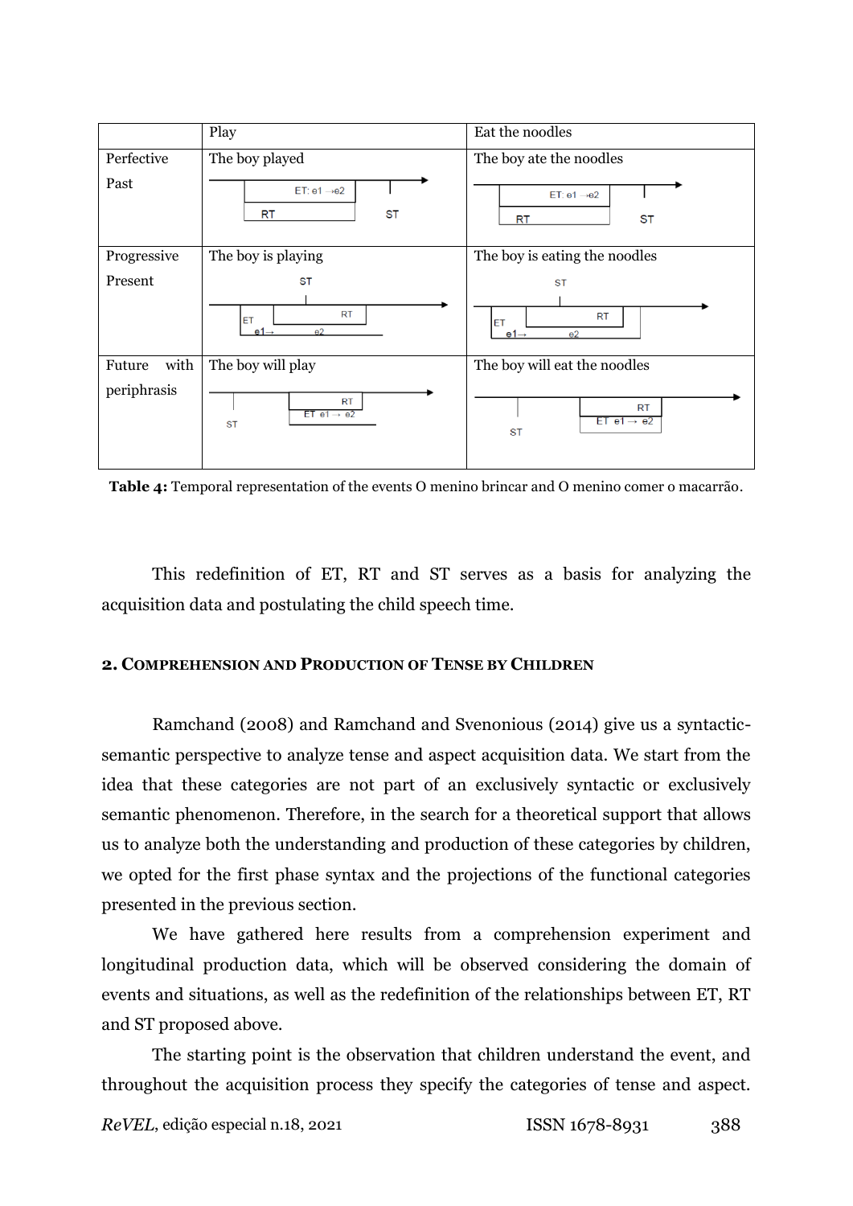|  | Play | Eat the noodles |
|---|---|---|
| Perfective Past | The boy played<br>ET: e1 → e2 RT ST | The boy ate the noodles<br>ET: e1 → e2 RT ST |
| Progressive Present | The boy is playing<br>ST ET RT e1→ e2 | The boy is eating the noodles<br>ST ET RT e1→ e2 |
| Future with periphrasis | The boy will play<br>ST RT ET e1 → e2 | The boy will eat the noodles<br>ST RT ET e1 → e2 |

**Table 4:** Temporal representation of the events O menino brincar and O menino comer o macarrão.

This redefinition of ET, RT and ST serves as a basis for analyzing the acquisition data and postulating the child speech time.

## 2. Comprehension and Production of Tense by Children

Ramchand (2008) and Ramchand and Svenonious (2014) give us a syntactic-semantic perspective to analyze tense and aspect acquisition data. We start from the idea that these categories are not part of an exclusively syntactic or exclusively semantic phenomenon. Therefore, in the search for a theoretical support that allows us to analyze both the understanding and production of these categories by children, we opted for the first phase syntax and the projections of the functional categories presented in the previous section.

We have gathered here results from a comprehension experiment and longitudinal production data, which will be observed considering the domain of events and situations, as well as the redefinition of the relationships between ET, RT and ST proposed above.

The starting point is the observation that children understand the event, and throughout the acquisition process they specify the categories of tense and aspect.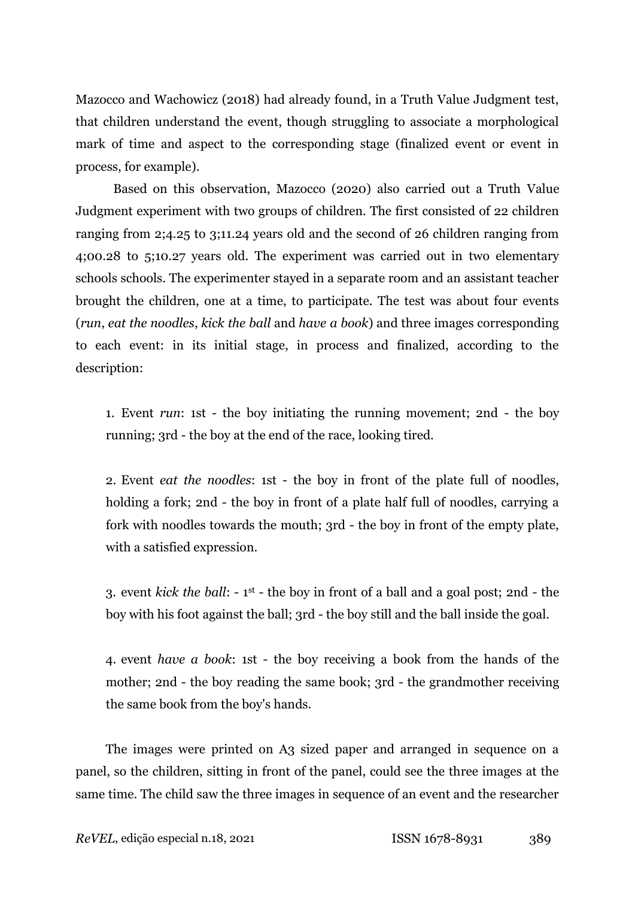Mazocco and Wachowicz (2018) had already found, in a Truth Value Judgment test, that children understand the event, though struggling to associate a morphological mark of time and aspect to the corresponding stage (finalized event or event in process, for example).

Based on this observation, Mazocco (2020) also carried out a Truth Value Judgment experiment with two groups of children. The first consisted of 22 children ranging from 2;4.25 to 3;11.24 years old and the second of 26 children ranging from 4;00.28 to 5;10.27 years old. The experiment was carried out in two elementary schools schools. The experimenter stayed in a separate room and an assistant teacher brought the children, one at a time, to participate. The test was about four events (*run*, *eat the noodles*, *kick the ball* and *have a book*) and three images corresponding to each event: in its initial stage, in process and finalized, according to the description:

1. Event *run*: 1st - the boy initiating the running movement; 2nd - the boy running; 3rd - the boy at the end of the race, looking tired.

2. Event *eat the noodles*: 1st - the boy in front of the plate full of noodles, holding a fork; 2nd - the boy in front of a plate half full of noodles, carrying a fork with noodles towards the mouth; 3rd - the boy in front of the empty plate, with a satisfied expression.

3. event *kick the ball*: - 1st - the boy in front of a ball and a goal post; 2nd - the boy with his foot against the ball; 3rd - the boy still and the ball inside the goal.

4. event *have a book*: 1st - the boy receiving a book from the hands of the mother; 2nd - the boy reading the same book; 3rd - the grandmother receiving the same book from the boy's hands.

The images were printed on A3 sized paper and arranged in sequence on a panel, so the children, sitting in front of the panel, could see the three images at the same time. The child saw the three images in sequence of an event and the researcher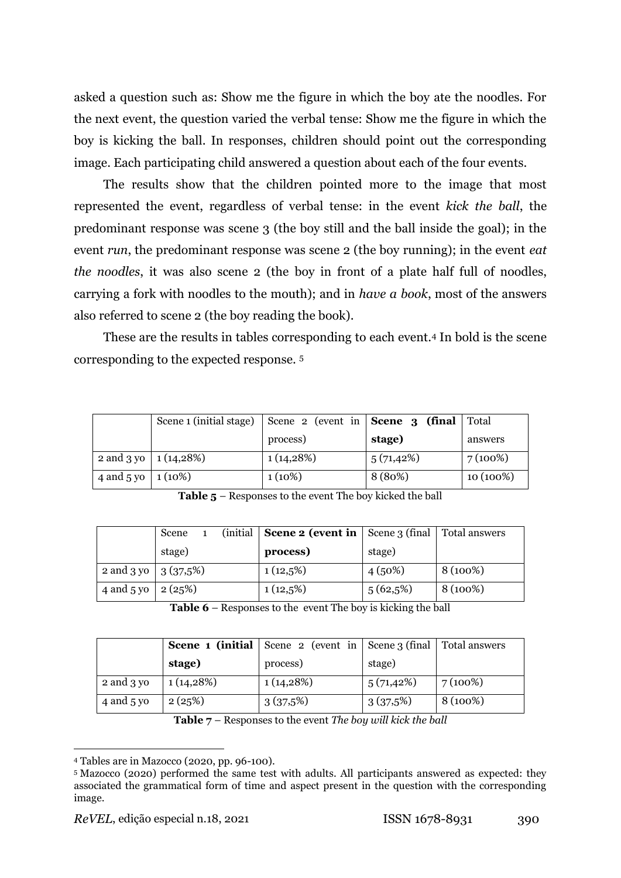asked a question such as: Show me the figure in which the boy ate the noodles. For the next event, the question varied the verbal tense: Show me the figure in which the boy is kicking the ball. In responses, children should point out the corresponding image. Each participating child answered a question about each of the four events.

The results show that the children pointed more to the image that most represented the event, regardless of verbal tense: in the event *kick the ball*, the predominant response was scene 3 (the boy still and the ball inside the goal); in the event *run*, the predominant response was scene 2 (the boy running); in the event *eat the noodles*, it was also scene 2 (the boy in front of a plate half full of noodles, carrying a fork with noodles to the mouth); and in *have a book*, most of the answers also referred to scene 2 (the boy reading the book).

These are the results in tables corresponding to each event.[4] In bold is the scene corresponding to the expected response. [5]

| | Scene 1 (initial stage) | Scene 2 (event in process) | **Scene 3 (final stage)** | Total answers |
|---|---|---|---|---|
| 2 and 3 yo | 1 (14,28%) | 1 (14,28%) | 5 (71,42%) | 7 (100%) |
| 4 and 5 yo | 1 (10%) | 1 (10%) | 8 (80%) | 10 (100%) |

**Table 5** – Responses to the event The boy kicked the ball

| | Scene 1 (initial stage) | **Scene 2 (event in process)** | Scene 3 (final stage) | Total answers |
|---|---|---|---|---|
| 2 and 3 yo | 3 (37,5%) | 1 (12,5%) | 4 (50%) | 8 (100%) |
| 4 and 5 yo | 2 (25%) | 1 (12,5%) | 5 (62,5%) | 8 (100%) |

**Table 6** – Responses to the event The boy is kicking the ball

| | **Scene 1 (initial stage)** | Scene 2 (event in process) | Scene 3 (final stage) | Total answers |
|---|---|---|---|---|
| 2 and 3 yo | 1 (14,28%) | 1 (14,28%) | 5 (71,42%) | 7 (100%) |
| 4 and 5 yo | 2 (25%) | 3 (37,5%) | 3 (37,5%) | 8 (100%) |

**Table 7** – Responses to the event *The boy will kick the ball*

[4] Tables are in Mazocco (2020, pp. 96-100).

[5] Mazocco (2020) performed the same test with adults. All participants answered as expected: they associated the grammatical form of time and aspect present in the question with the corresponding image.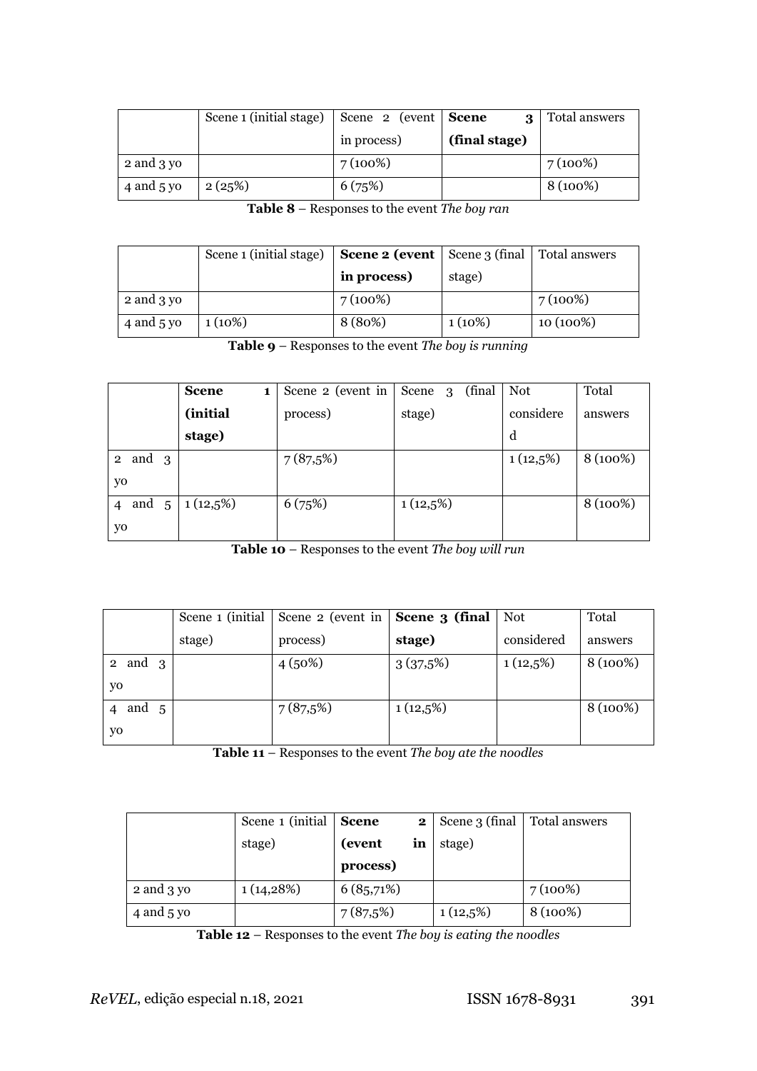| | Scene 1 (initial stage) | Scene 2 (event in process) | **Scene 3 (final stage)** | Total answers |
|---|---|---|---|---|
| 2 and 3 yo | | 7 (100%) | | 7 (100%) |
| 4 and 5 yo | 2 (25%) | 6 (75%) | | 8 (100%) |

**Table 8** – Responses to the event *The boy ran*

| | Scene 1 (initial stage) | **Scene 2 (event in process)** | Scene 3 (final stage) | Total answers |
|---|---|---|---|---|
| 2 and 3 yo | | 7 (100%) | | 7 (100%) |
| 4 and 5 yo | 1 (10%) | 8 (80%) | 1 (10%) | 10 (100%) |

**Table 9** – Responses to the event *The boy is running*

| | **Scene 1 (initial stage)** | Scene 2 (event in process) | Scene 3 (final stage) | Not considered | Total answers |
|---|---|---|---|---|---|
| 2 and 3 yo | | 7 (87,5%) | | 1 (12,5%) | 8 (100%) |
| 4 and 5 yo | 1 (12,5%) | 6 (75%) | 1 (12,5%) | | 8 (100%) |

**Table 10** – Responses to the event *The boy will run*

| | Scene 1 (initial stage) | Scene 2 (event in process) | **Scene 3 (final stage)** | Not considered | Total answers |
|---|---|---|---|---|---|
| 2 and 3 yo | | 4 (50%) | 3 (37,5%) | 1 (12,5%) | 8 (100%) |
| 4 and 5 yo | | 7 (87,5%) | 1 (12,5%) | | 8 (100%) |

**Table 11** – Responses to the event *The boy ate the noodles*

| | Scene 1 (initial stage) | **Scene 2 (event in process)** | Scene 3 (final stage) | Total answers |
|---|---|---|---|---|
| 2 and 3 yo | 1 (14,28%) | 6 (85,71%) | | 7 (100%) |
| 4 and 5 yo | | 7 (87,5%) | 1 (12,5%) | 8 (100%) |

**Table 12** – Responses to the event *The boy is eating the noodles*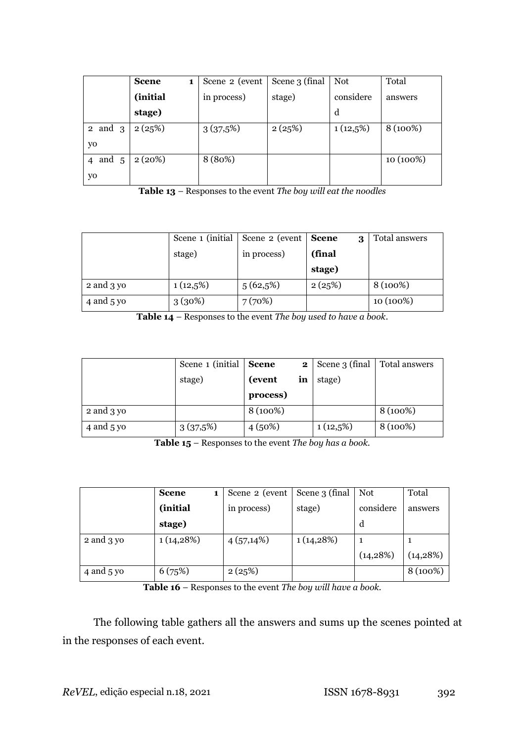| | **Scene 1 (initial stage)** | Scene 2 (event in process) | Scene 3 (final stage) | Not considered | Total answers |
|---|---|---|---|---|---|
| 2 and 3 yo | 2 (25%) | 3 (37,5%) | 2 (25%) | 1 (12,5%) | 8 (100%) |
| 4 and 5 yo | 2 (20%) | 8 (80%) | | | 10 (100%) |

**Table 13** – Responses to the event *The boy will eat the noodles*

| | Scene 1 (initial stage) | Scene 2 (event in process) | **Scene 3 (final stage)** | Total answers |
|---|---|---|---|---|
| 2 and 3 yo | 1 (12,5%) | 5 (62,5%) | 2 (25%) | 8 (100%) |
| 4 and 5 yo | 3 (30%) | 7 (70%) | | 10 (100%) |

**Table 14** – Responses to the event *The boy used to have a book*.

| | Scene 1 (initial stage) | **Scene 2 (event in process)** | Scene 3 (final stage) | Total answers |
|---|---|---|---|---|
| 2 and 3 yo | | 8 (100%) | | 8 (100%) |
| 4 and 5 yo | 3 (37,5%) | 4 (50%) | 1 (12,5%) | 8 (100%) |

**Table 15** – Responses to the event *The boy has a book*.

| | **Scene 1 (initial stage)** | Scene 2 (event in process) | Scene 3 (final stage) | Not considered | Total answers |
|---|---|---|---|---|---|
| 2 and 3 yo | 1 (14,28%) | 4 (57,14%) | 1 (14,28%) | 1 (14,28%) | 1 (14,28%) |
| 4 and 5 yo | 6 (75%) | 2 (25%) | | | 8 (100%) |

**Table 16** – Responses to the event *The boy will have a book*.

The following table gathers all the answers and sums up the scenes pointed at in the responses of each event.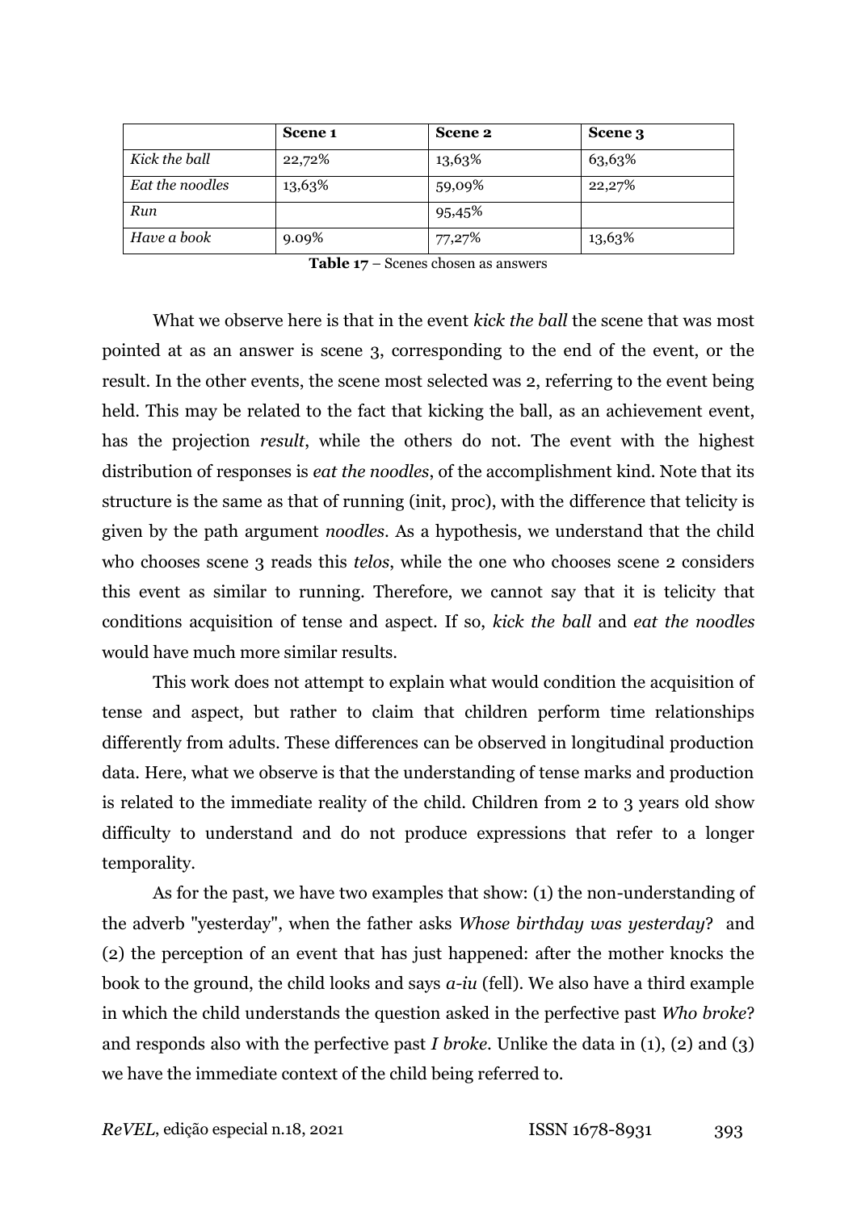| | Scene 1 | Scene 2 | Scene 3 |
|---|---|---|---|
| *Kick the ball* | 22,72% | 13,63% | 63,63% |
| *Eat the noodles* | 13,63% | 59,09% | 22,27% |
| *Run* | | 95,45% | |
| *Have a book* | 9.09% | 77,27% | 13,63% |

**Table 17** – Scenes chosen as answers

What we observe here is that in the event *kick the ball* the scene that was most pointed at as an answer is scene 3, corresponding to the end of the event, or the result. In the other events, the scene most selected was 2, referring to the event being held. This may be related to the fact that kicking the ball, as an achievement event, has the projection *result*, while the others do not. The event with the highest distribution of responses is *eat the noodles*, of the accomplishment kind. Note that its structure is the same as that of running (init, proc), with the difference that telicity is given by the path argument *noodles*. As a hypothesis, we understand that the child who chooses scene 3 reads this *telos*, while the one who chooses scene 2 considers this event as similar to running. Therefore, we cannot say that it is telicity that conditions acquisition of tense and aspect. If so, *kick the ball* and *eat the noodles* would have much more similar results.

This work does not attempt to explain what would condition the acquisition of tense and aspect, but rather to claim that children perform time relationships differently from adults. These differences can be observed in longitudinal production data. Here, what we observe is that the understanding of tense marks and production is related to the immediate reality of the child. Children from 2 to 3 years old show difficulty to understand and do not produce expressions that refer to a longer temporality.

As for the past, we have two examples that show: (1) the non-understanding of the adverb "yesterday", when the father asks *Whose birthday was yesterday*? and (2) the perception of an event that has just happened: after the mother knocks the book to the ground, the child looks and says *a-iu* (fell). We also have a third example in which the child understands the question asked in the perfective past *Who broke*? and responds also with the perfective past *I broke*. Unlike the data in (1), (2) and (3) we have the immediate context of the child being referred to.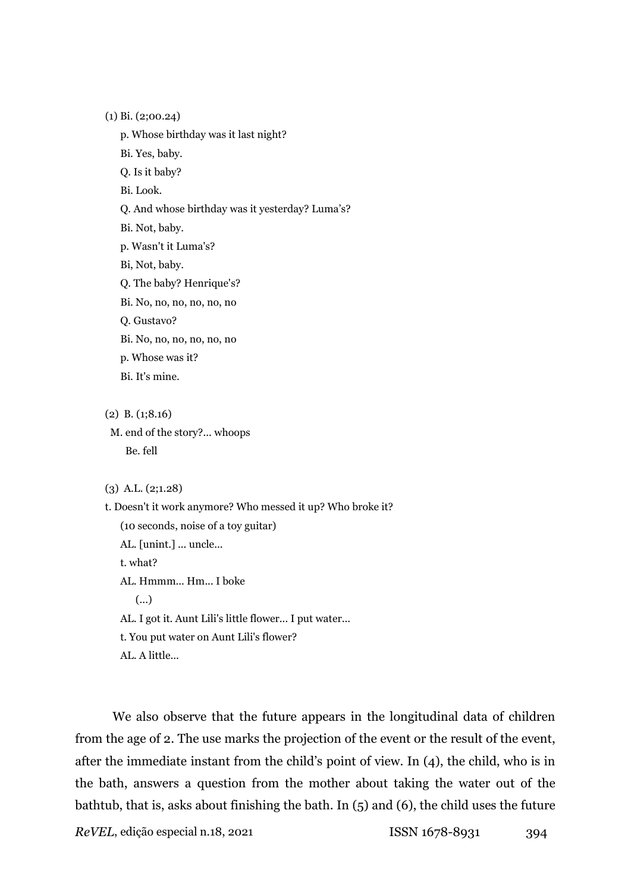(1) Bi. (2;00.24)

p. Whose birthday was it last night?

Bi. Yes, baby.

Q. Is it baby?

Bi. Look.

Q. And whose birthday was it yesterday? Luma's?

Bi. Not, baby.

p. Wasn't it Luma's?

Bi, Not, baby.

Q. The baby? Henrique's?

Bi. No, no, no, no, no, no

Q. Gustavo?

Bi. No, no, no, no, no, no

p. Whose was it?

Bi. It's mine.

(2) B. (1;8.16)

M. end of the story?... whoops

Be. fell

(3) A.L. (2;1.28)

t. Doesn't it work anymore? Who messed it up? Who broke it?

(10 seconds, noise of a toy guitar)

AL. [unint.] ... uncle...

t. what?

AL. Hmmm... Hm... I boke

(...)

AL. I got it. Aunt Lili's little flower... I put water...

t. You put water on Aunt Lili's flower?

AL. A little...

We also observe that the future appears in the longitudinal data of children from the age of 2. The use marks the projection of the event or the result of the event, after the immediate instant from the child's point of view. In (4), the child, who is in the bath, answers a question from the mother about taking the water out of the bathtub, that is, asks about finishing the bath. In (5) and (6), the child uses the future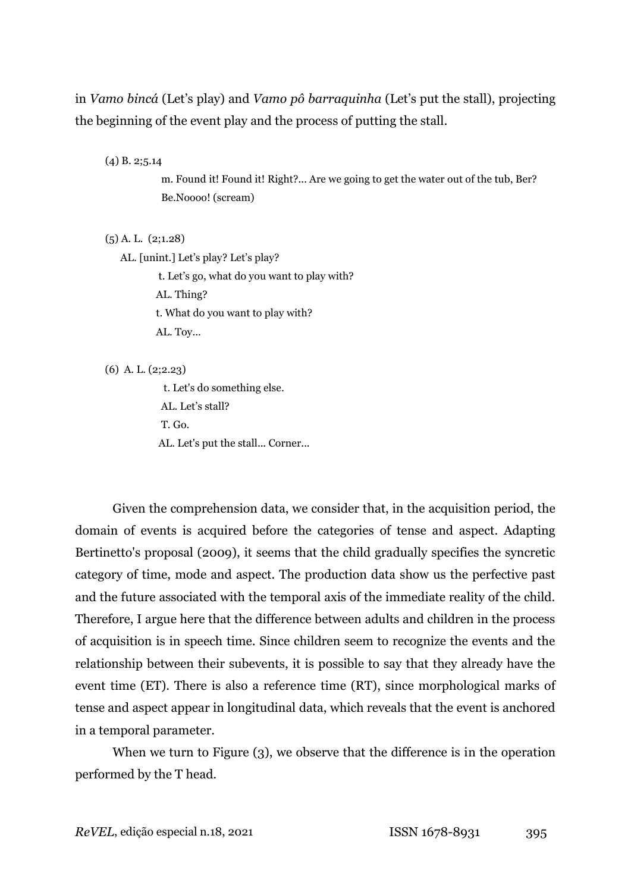in *Vamo bincá* (Let's play) and *Vamo pô barraquinha* (Let's put the stall), projecting the beginning of the event play and the process of putting the stall.

(4) B. 2;5.14

m. Found it! Found it! Right?... Are we going to get the water out of the tub, Ber?
Be.Noooo! (scream)

(5) A. L. (2;1.28)

AL. [unint.] Let's play? Let's play?
t. Let's go, what do you want to play with?
AL. Thing?
t. What do you want to play with?
AL. Toy...

(6) A. L. (2;2.23)

t. Let's do something else.
AL. Let's stall?
T. Go.
AL. Let's put the stall... Corner...

Given the comprehension data, we consider that, in the acquisition period, the domain of events is acquired before the categories of tense and aspect. Adapting Bertinetto's proposal (2009), it seems that the child gradually specifies the syncretic category of time, mode and aspect. The production data show us the perfective past and the future associated with the temporal axis of the immediate reality of the child. Therefore, I argue here that the difference between adults and children in the process of acquisition is in speech time. Since children seem to recognize the events and the relationship between their subevents, it is possible to say that they already have the event time (ET). There is also a reference time (RT), since morphological marks of tense and aspect appear in longitudinal data, which reveals that the event is anchored in a temporal parameter.

When we turn to Figure (3), we observe that the difference is in the operation performed by the T head.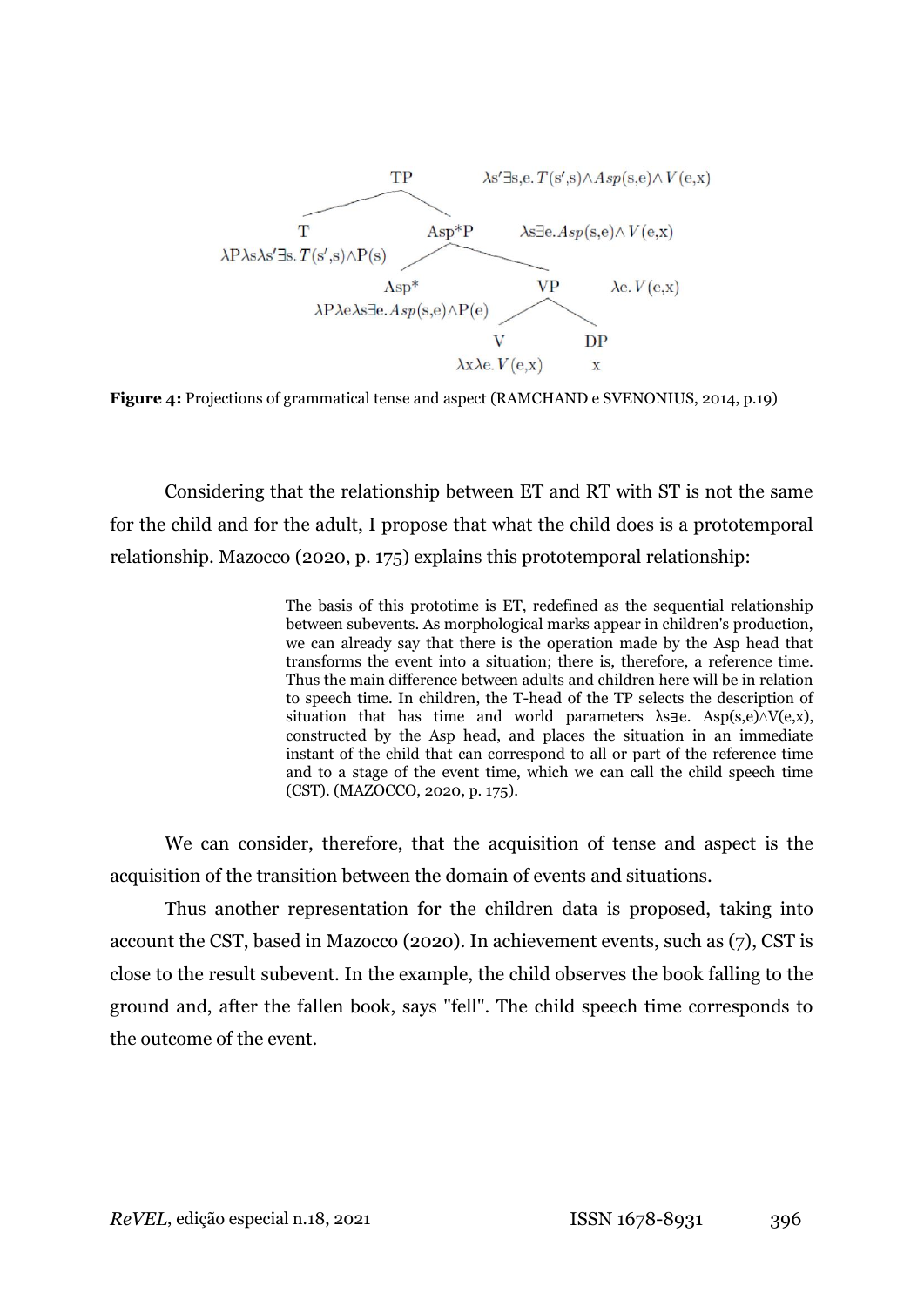```
TP    λs'∃s,e. T(s',s)∧Asp(s,e)∧V(e,x)
├── T    λPλsλs'∃s. T(s',s)∧P(s)
└── Asp*P    λs∃e. Asp(s,e)∧V(e,x)
    ├── Asp*    λPλeλs∃e. Asp(s,e)∧P(e)
    └── VP    λe. V(e,x)
        ├── V    λxλe. V(e,x)
        └── DP    x
```

**Figure 4:** Projections of grammatical tense and aspect (RAMCHAND e SVENONIUS, 2014, p.19)

Considering that the relationship between ET and RT with ST is not the same for the child and for the adult, I propose that what the child does is a prototemporal relationship. Mazocco (2020, p. 175) explains this prototemporal relationship:

> The basis of this prototime is ET, redefined as the sequential relationship between subevents. As morphological marks appear in children's production, we can already say that there is the operation made by the Asp head that transforms the event into a situation; there is, therefore, a reference time. Thus the main difference between adults and children here will be in relation to speech time. In children, the T-head of the TP selects the description of situation that has time and world parameters $\lambda s \exists e.\ Asp(s,e) \wedge V(e,x)$, constructed by the Asp head, and places the situation in an immediate instant of the child that can correspond to all or part of the reference time and to a stage of the event time, which we can call the child speech time (CST). (MAZOCCO, 2020, p. 175).

We can consider, therefore, that the acquisition of tense and aspect is the acquisition of the transition between the domain of events and situations.

Thus another representation for the children data is proposed, taking into account the CST, based in Mazocco (2020). In achievement events, such as (7), CST is close to the result subevent. In the example, the child observes the book falling to the ground and, after the fallen book, says "fell". The child speech time corresponds to the outcome of the event.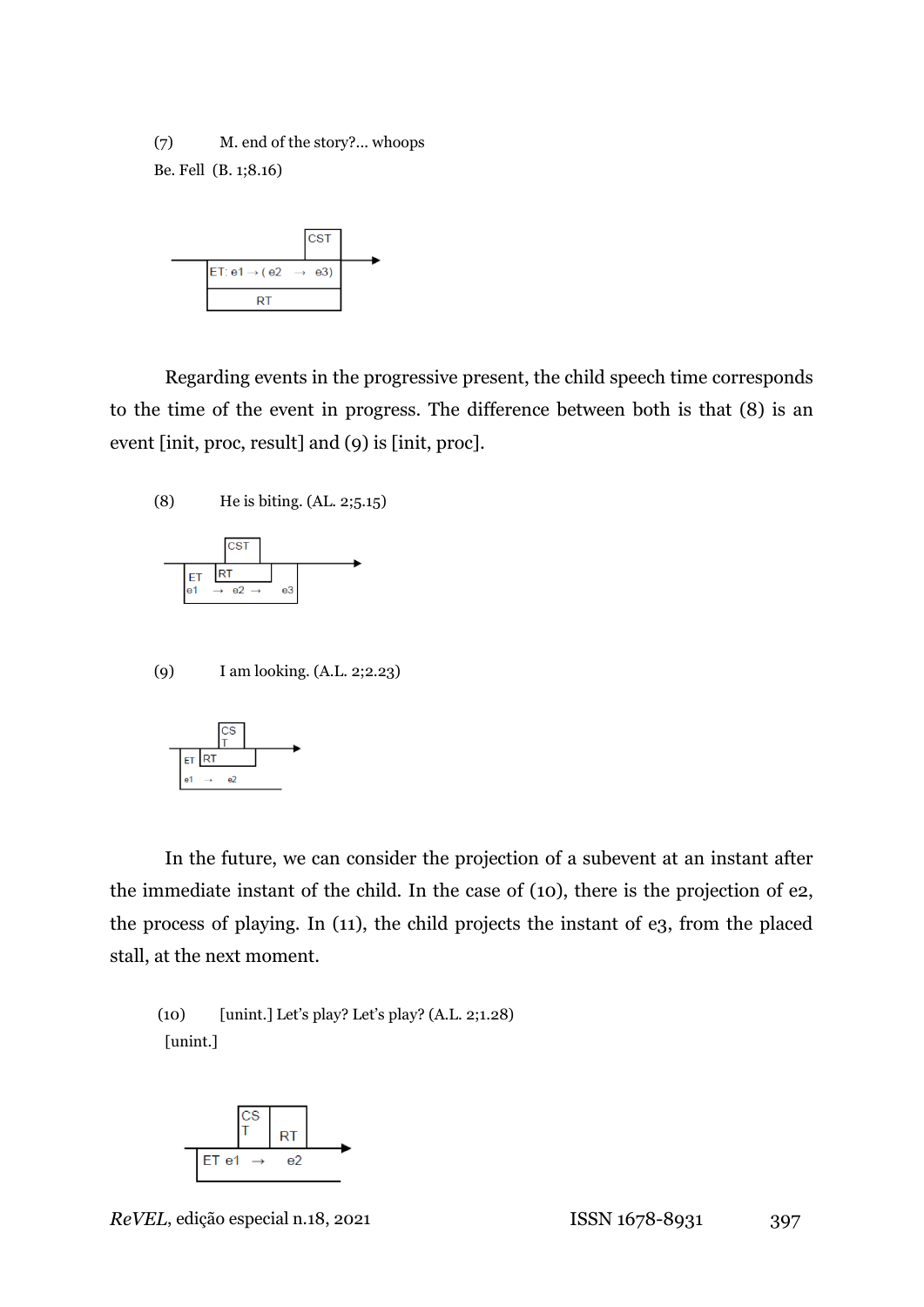(7) M. end of the story?... whoops

Be. Fell (B. 1;8.16)

Regarding events in the progressive present, the child speech time corresponds to the time of the event in progress. The difference between both is that (8) is an event [init, proc, result] and (9) is [init, proc].

(8) He is biting. (AL. 2;5.15)

(9) I am looking. (A.L. 2;2.23)

In the future, we can consider the projection of a subevent at an instant after the immediate instant of the child. In the case of (10), there is the projection of e2, the process of playing. In (11), the child projects the instant of e3, from the placed stall, at the next moment.

(10) [unint.] Let's play? Let's play? (A.L. 2;1.28)

[unint.]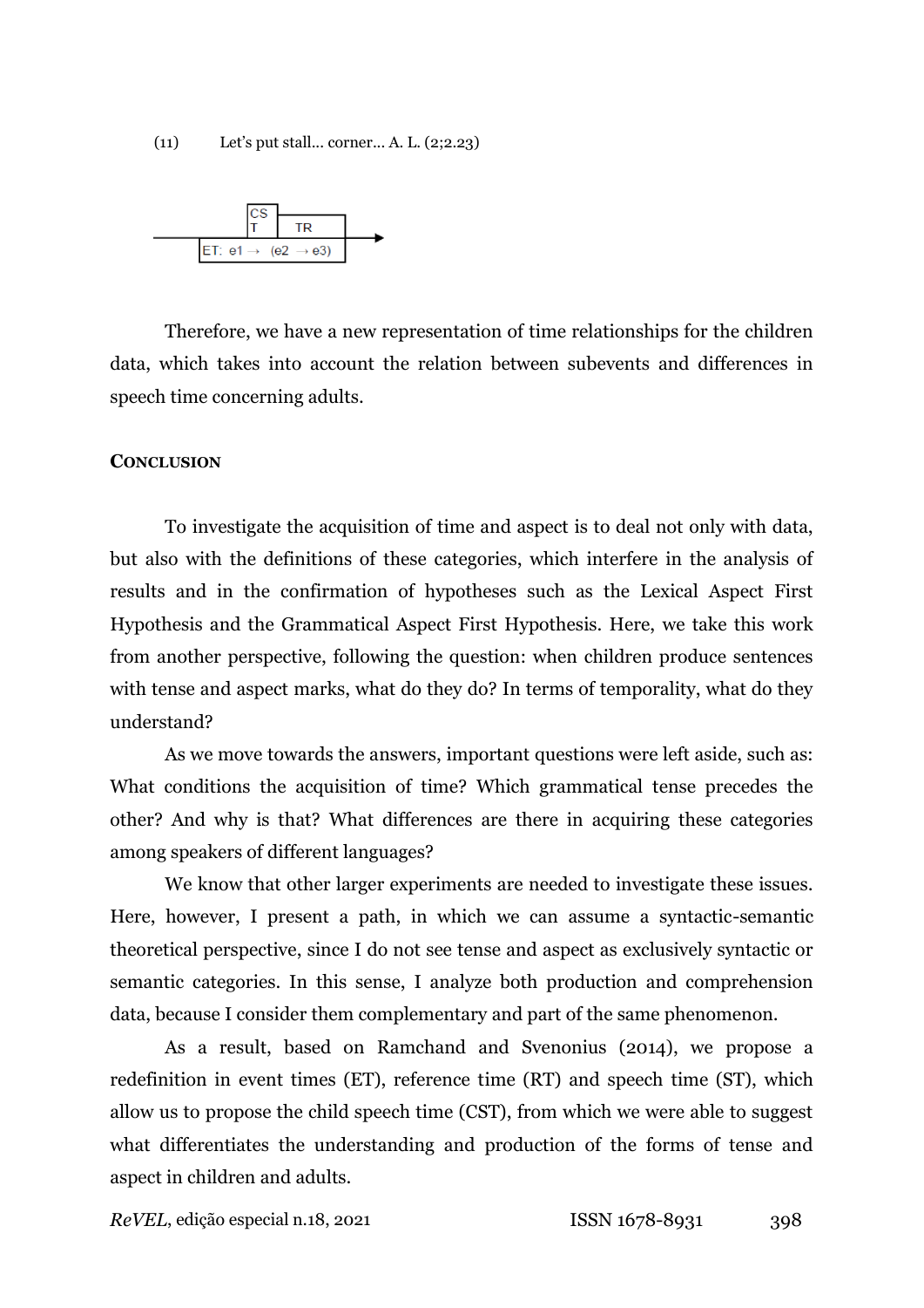(11) Let's put stall... corner... A. L. (2;2.23)

```
                CS
                T    TR
  ──────────────────────────────►
        ET: e1 →  (e2 → e3)
```

Therefore, we have a new representation of time relationships for the children data, which takes into account the relation between subevents and differences in speech time concerning adults.

## Conclusion

To investigate the acquisition of time and aspect is to deal not only with data, but also with the definitions of these categories, which interfere in the analysis of results and in the confirmation of hypotheses such as the Lexical Aspect First Hypothesis and the Grammatical Aspect First Hypothesis. Here, we take this work from another perspective, following the question: when children produce sentences with tense and aspect marks, what do they do? In terms of temporality, what do they understand?

As we move towards the answers, important questions were left aside, such as: What conditions the acquisition of time? Which grammatical tense precedes the other? And why is that? What differences are there in acquiring these categories among speakers of different languages?

We know that other larger experiments are needed to investigate these issues. Here, however, I present a path, in which we can assume a syntactic-semantic theoretical perspective, since I do not see tense and aspect as exclusively syntactic or semantic categories. In this sense, I analyze both production and comprehension data, because I consider them complementary and part of the same phenomenon.

As a result, based on Ramchand and Svenonius (2014), we propose a redefinition in event times (ET), reference time (RT) and speech time (ST), which allow us to propose the child speech time (CST), from which we were able to suggest what differentiates the understanding and production of the forms of tense and aspect in children and adults.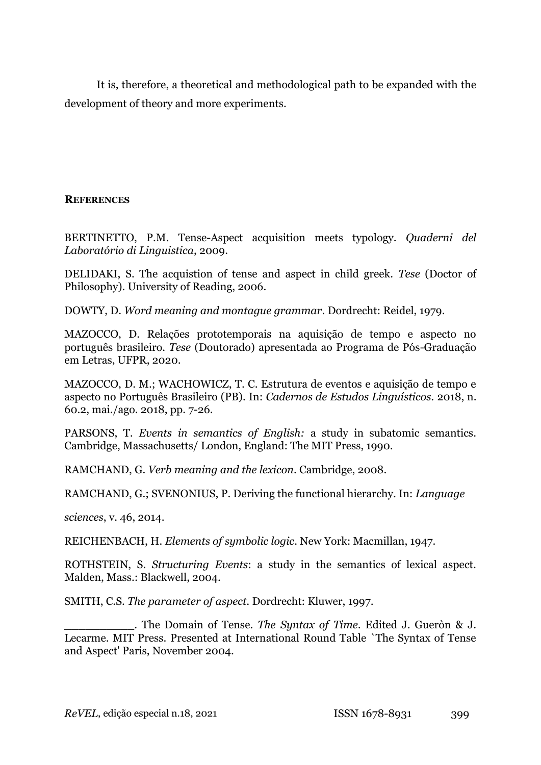It is, therefore, a theoretical and methodological path to be expanded with the development of theory and more experiments.

## REFERENCES

BERTINETTO, P.M. Tense-Aspect acquisition meets typology. *Quaderni del Laboratório di Linguistica*, 2009.

DELIDAKI, S. The acquistion of tense and aspect in child greek. *Tese* (Doctor of Philosophy). University of Reading, 2006.

DOWTY, D. *Word meaning and montague grammar*. Dordrecht: Reidel, 1979.

MAZOCCO, D. Relações prototemporais na aquisição de tempo e aspecto no português brasileiro. *Tese* (Doutorado) apresentada ao Programa de Pós-Graduação em Letras, UFPR, 2020.

MAZOCCO, D. M.; WACHOWICZ, T. C. Estrutura de eventos e aquisição de tempo e aspecto no Português Brasileiro (PB). In: *Cadernos de Estudos Linguísticos*. 2018, n. 60.2, mai./ago. 2018, pp. 7-26.

PARSONS, T. *Events in semantics of English:* a study in subatomic semantics. Cambridge, Massachusetts/ London, England: The MIT Press, 1990.

RAMCHAND, G. *Verb meaning and the lexicon*. Cambridge, 2008.

RAMCHAND, G.; SVENONIUS, P. Deriving the functional hierarchy. In: *Language sciences*, v. 46, 2014.

REICHENBACH, H. *Elements of symbolic logic*. New York: Macmillan, 1947.

ROTHSTEIN, S. *Structuring Events*: a study in the semantics of lexical aspect. Malden, Mass.: Blackwell, 2004.

SMITH, C.S. *The parameter of aspect*. Dordrecht: Kluwer, 1997.

__________. The Domain of Tense. *The Syntax of Time*. Edited J. Gueròn & J. Lecarme. MIT Press. Presented at International Round Table `The Syntax of Tense and Aspect' Paris, November 2004.